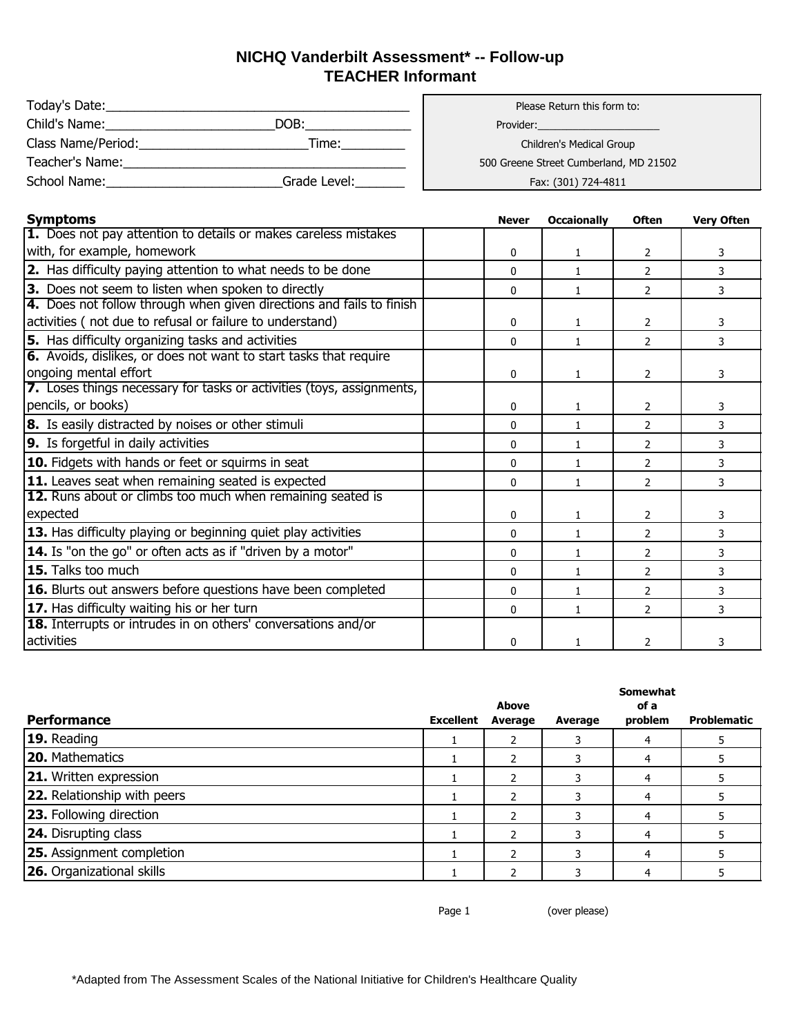# NICHQ Vanderbilt Assessment* -- Follow-up
## TEACHER Informant

Today's Date:_______________________________________

Child's Name:______________________DOB:______________

Class Name/Period:______________________Time:________

Teacher's Name:____________________________________

School Name:_______________________Grade Level:______

| Please Return this form to: |
|---|
| Provider:____________________ |
| Children's Medical Group |
| 500 Greene Street Cumberland, MD 21502 |
| Fax: (301) 724-4811 |

| **Symptoms** | | Never | Occaionally | Often | Very Often |
|---|---|---|---|---|---|
| **1.** Does not pay attention to details or makes careless mistakes with, for example, homework | | 0 | 1 | 2 | 3 |
| **2.** Has difficulty paying attention to what needs to be done | | 0 | 1 | 2 | 3 |
| **3.** Does not seem to listen when spoken to directly | | 0 | 1 | 2 | 3 |
| **4.** Does not follow through when given directions and fails to finish activities ( not due to refusal or failure to understand) | | 0 | 1 | 2 | 3 |
| **5.** Has difficulty organizing tasks and activities | | 0 | 1 | 2 | 3 |
| **6.** Avoids, dislikes, or does not want to start tasks that require ongoing mental effort | | 0 | 1 | 2 | 3 |
| **7.** Loses things necessary for tasks or activities (toys, assignments, pencils, or books) | | 0 | 1 | 2 | 3 |
| **8.** Is easily distracted by noises or other stimuli | | 0 | 1 | 2 | 3 |
| **9.** Is forgetful in daily activities | | 0 | 1 | 2 | 3 |
| **10.** Fidgets with hands or feet or squirms in seat | | 0 | 1 | 2 | 3 |
| **11.** Leaves seat when remaining seated is expected | | 0 | 1 | 2 | 3 |
| **12.** Runs about or climbs too much when remaining seated is expected | | 0 | 1 | 2 | 3 |
| **13.** Has difficulty playing or beginning quiet play activities | | 0 | 1 | 2 | 3 |
| **14.** Is "on the go" or often acts as if "driven by a motor" | | 0 | 1 | 2 | 3 |
| **15.** Talks too much | | 0 | 1 | 2 | 3 |
| **16.** Blurts out answers before questions have been completed | | 0 | 1 | 2 | 3 |
| **17.** Has difficulty waiting his or her turn | | 0 | 1 | 2 | 3 |
| **18.** Interrupts or intrudes in on others' conversations and/or activities | | 0 | 1 | 2 | 3 |

| **Performance** | Excellent | Above Average | Average | Somewhat of a problem | Problematic |
|---|---|---|---|---|---|
| **19.** Reading | 1 | 2 | 3 | 4 | 5 |
| **20.** Mathematics | 1 | 2 | 3 | 4 | 5 |
| **21.** Written expression | 1 | 2 | 3 | 4 | 5 |
| **22.** Relationship with peers | 1 | 2 | 3 | 4 | 5 |
| **23.** Following direction | 1 | 2 | 3 | 4 | 5 |
| **24.** Disrupting class | 1 | 2 | 3 | 4 | 5 |
| **25.** Assignment completion | 1 | 2 | 3 | 4 | 5 |
| **26.** Organizational skills | 1 | 2 | 3 | 4 | 5 |

(over please)

*Adapted from The Assessment Scales of the National Initiative for Children's Healthcare Quality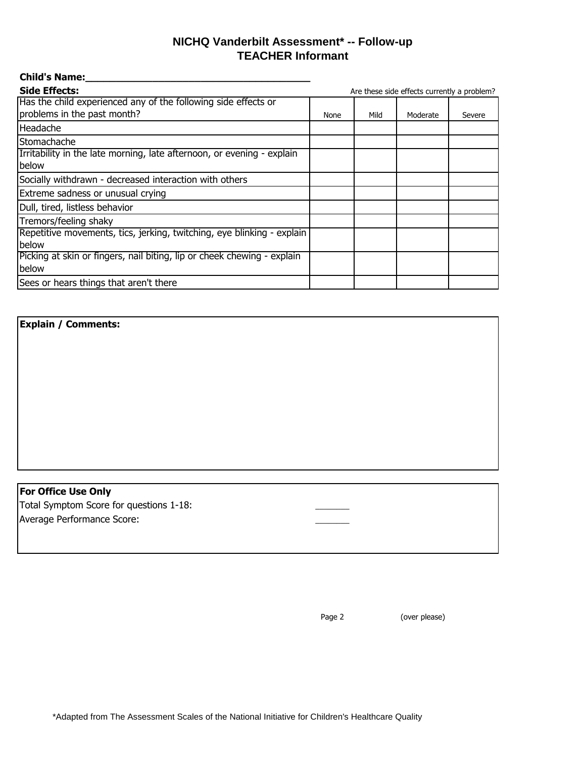# NICHQ Vanderbilt Assessment* -- Follow-up
## TEACHER Informant

**Child's Name:**_______________________________________

**Side Effects:** Are these side effects currently a problem?

| Has the child experienced any of the following side effects or problems in the past month? | None | Mild | Moderate | Severe |
|---|---|---|---|---|
| Headache | | | | |
| Stomachache | | | | |
| Irritability in the late morning, late afternoon, or evening - explain below | | | | |
| Socially withdrawn - decreased interaction with others | | | | |
| Extreme sadness or unusual crying | | | | |
| Dull, tired, listless behavior | | | | |
| Tremors/feeling shaky | | | | |
| Repetitive movements, tics, jerking, twitching, eye blinking - explain below | | | | |
| Picking at skin or fingers, nail biting, lip or cheek chewing - explain below | | | | |
| Sees or hears things that aren't there | | | | |

**Explain / Comments:**

**For Office Use Only**

Total Symptom Score for questions 1-18: _______

Average Performance Score: _______

(over please)

*Adapted from The Assessment Scales of the National Initiative for Children's Healthcare Quality